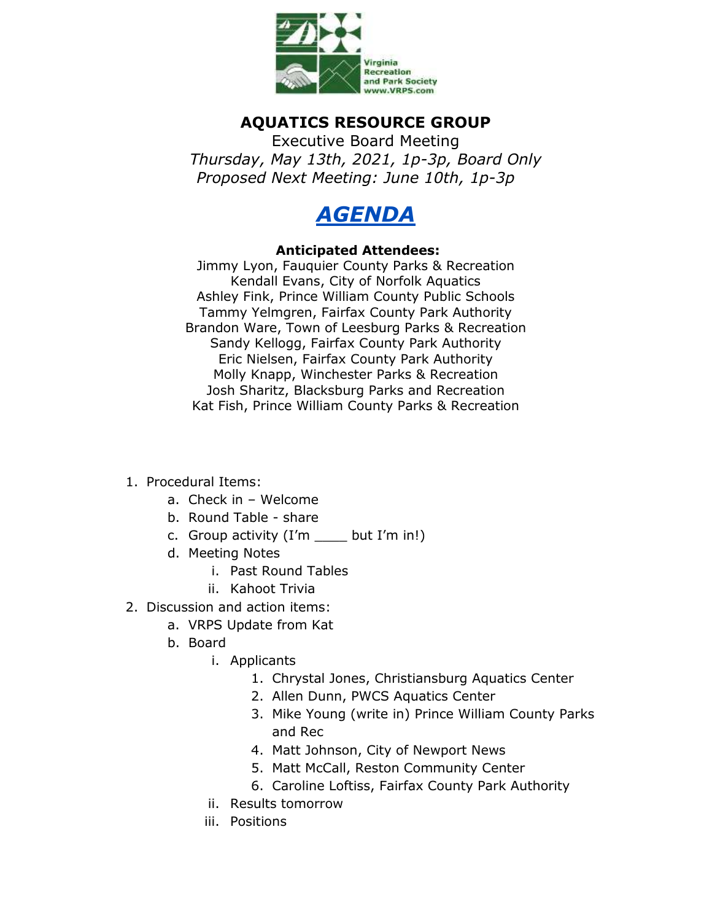Virginia Recreation and Park Society
www.VRPS.com

# AQUATICS RESOURCE GROUP

Executive Board Meeting

*Thursday, May 13th, 2021, 1p-3p, Board Only*

*Proposed Next Meeting: June 10th, 1p-3p*

## *AGENDA*

**Anticipated Attendees:**

Jimmy Lyon, Fauquier County Parks & Recreation
Kendall Evans, City of Norfolk Aquatics
Ashley Fink, Prince William County Public Schools
Tammy Yelmgren, Fairfax County Park Authority
Brandon Ware, Town of Leesburg Parks & Recreation
Sandy Kellogg, Fairfax County Park Authority
Eric Nielsen, Fairfax County Park Authority
Molly Knapp, Winchester Parks & Recreation
Josh Sharitz, Blacksburg Parks and Recreation
Kat Fish, Prince William County Parks & Recreation

1. Procedural Items:
   a. Check in – Welcome
   b. Round Table - share
   c. Group activity (I'm ____ but I'm in!)
   d. Meeting Notes
      i. Past Round Tables
      ii. Kahoot Trivia
2. Discussion and action items:
   a. VRPS Update from Kat
   b. Board
      i. Applicants
         1. Chrystal Jones, Christiansburg Aquatics Center
         2. Allen Dunn, PWCS Aquatics Center
         3. Mike Young (write in) Prince William County Parks and Rec
         4. Matt Johnson, City of Newport News
         5. Matt McCall, Reston Community Center
         6. Caroline Loftiss, Fairfax County Park Authority
      ii. Results tomorrow
      iii. Positions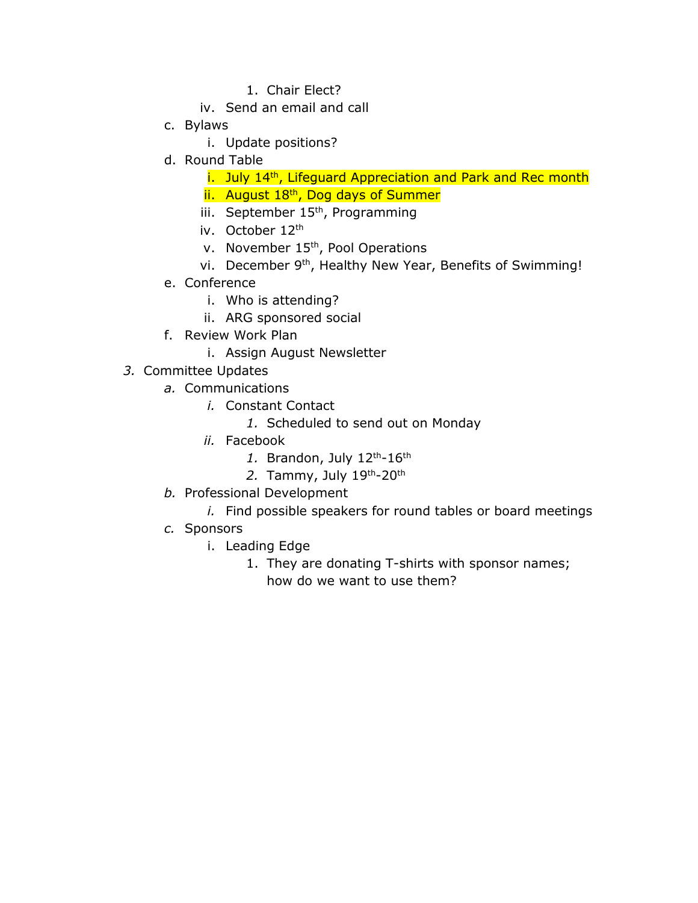1. Chair Elect?
    iv. Send an email and call
  - c. Bylaws
    - i. Update positions?
  - d. Round Table
    - i. July 14th, Lifeguard Appreciation and Park and Rec month
    - ii. August 18th, Dog days of Summer
    - iii. September 15th, Programming
    - iv. October 12th
    - v. November 15th, Pool Operations
    - vi. December 9th, Healthy New Year, Benefits of Swimming!
  - e. Conference
    - i. Who is attending?
    - ii. ARG sponsored social
  - f. Review Work Plan
    - i. Assign August Newsletter

3. *Committee Updates*
   - *a.* Communications
     - *i.* Constant Contact
       - *1.* Scheduled to send out on Monday
     - *ii.* Facebook
       - *1.* Brandon, July 12th-16th
       - *2.* Tammy, July 19th-20th
   - *b.* Professional Development
     - *i.* Find possible speakers for round tables or board meetings
   - *c.* Sponsors
     - i. Leading Edge
       - 1. They are donating T-shirts with sponsor names; how do we want to use them?